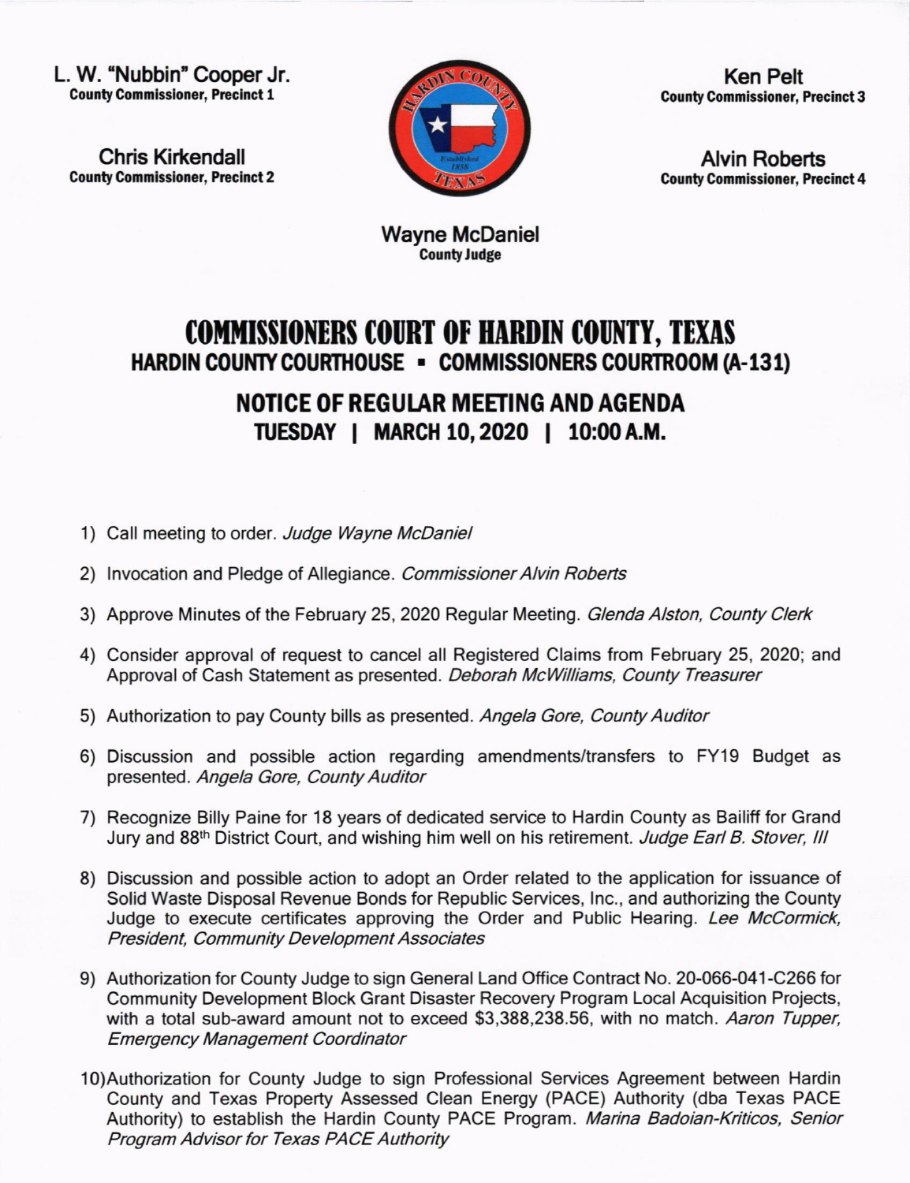**L. W. "Nubbin" Cooper Jr.**
**County Commissioner, Precinct 1**

**Chris Kirkendall**
**County Commissioner, Precinct 2**

**Ken Pelt**
**County Commissioner, Precinct 3**

**Alvin Roberts**
**County Commissioner, Precinct 4**

**Wayne McDaniel**
**County Judge**

# COMMISSIONERS COURT OF HARDIN COUNTY, TEXAS

## HARDIN COUNTY COURTHOUSE ▪ COMMISSIONERS COURTROOM (A-131)

## NOTICE OF REGULAR MEETING AND AGENDA

## TUESDAY | MARCH 10, 2020 | 10:00 A.M.

1) Call meeting to order. *Judge Wayne McDaniel*

2) Invocation and Pledge of Allegiance. *Commissioner Alvin Roberts*

3) Approve Minutes of the February 25, 2020 Regular Meeting. *Glenda Alston, County Clerk*

4) Consider approval of request to cancel all Registered Claims from February 25, 2020; and Approval of Cash Statement as presented. *Deborah McWilliams, County Treasurer*

5) Authorization to pay County bills as presented. *Angela Gore, County Auditor*

6) Discussion and possible action regarding amendments/transfers to FY19 Budget as presented. *Angela Gore, County Auditor*

7) Recognize Billy Paine for 18 years of dedicated service to Hardin County as Bailiff for Grand Jury and 88th District Court, and wishing him well on his retirement. *Judge Earl B. Stover, III*

8) Discussion and possible action to adopt an Order related to the application for issuance of Solid Waste Disposal Revenue Bonds for Republic Services, Inc., and authorizing the County Judge to execute certificates approving the Order and Public Hearing. *Lee McCormick, President, Community Development Associates*

9) Authorization for County Judge to sign General Land Office Contract No. 20-066-041-C266 for Community Development Block Grant Disaster Recovery Program Local Acquisition Projects, with a total sub-award amount not to exceed $3,388,238.56, with no match. *Aaron Tupper, Emergency Management Coordinator*

10) Authorization for County Judge to sign Professional Services Agreement between Hardin County and Texas Property Assessed Clean Energy (PACE) Authority (dba Texas PACE Authority) to establish the Hardin County PACE Program. *Marina Badoian-Kriticos, Senior Program Advisor for Texas PACE Authority*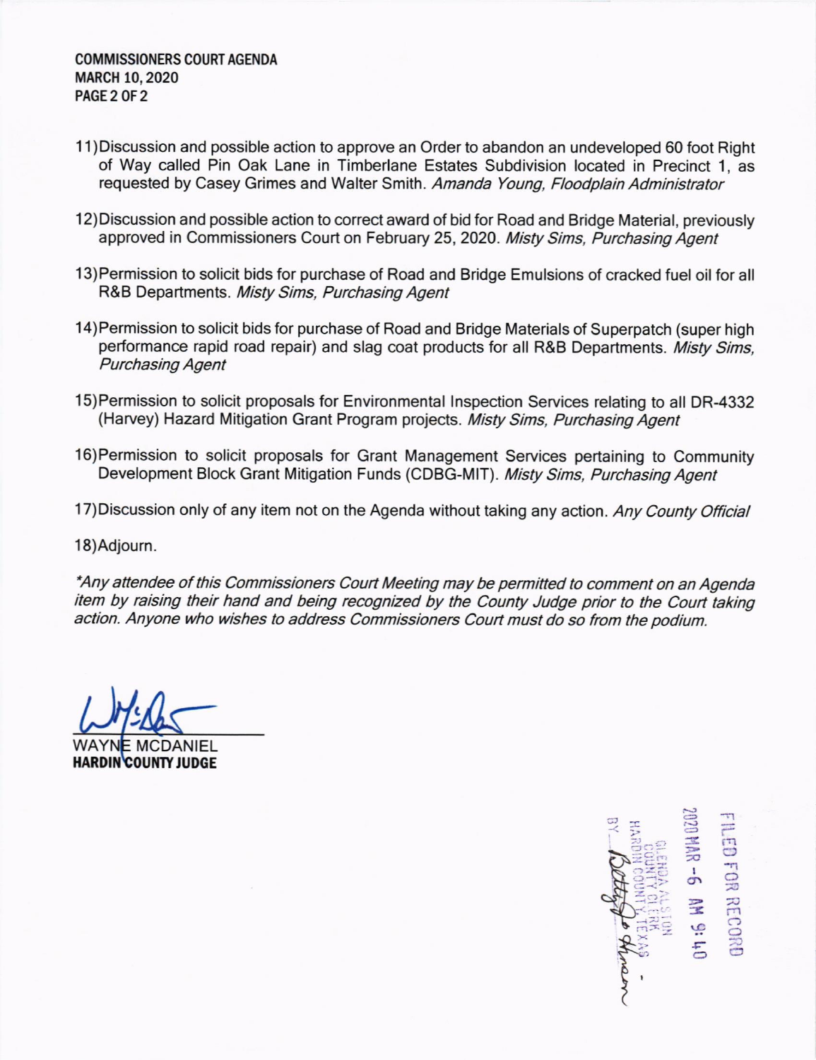11) Discussion and possible action to approve an Order to abandon an undeveloped 60 foot Right of Way called Pin Oak Lane in Timberlane Estates Subdivision located in Precinct 1, as requested by Casey Grimes and Walter Smith. *Amanda Young, Floodplain Administrator*

12) Discussion and possible action to correct award of bid for Road and Bridge Material, previously approved in Commissioners Court on February 25, 2020. *Misty Sims, Purchasing Agent*

13) Permission to solicit bids for purchase of Road and Bridge Emulsions of cracked fuel oil for all R&B Departments. *Misty Sims, Purchasing Agent*

14) Permission to solicit bids for purchase of Road and Bridge Materials of Superpatch (super high performance rapid road repair) and slag coat products for all R&B Departments. *Misty Sims, Purchasing Agent*

15) Permission to solicit proposals for Environmental Inspection Services relating to all DR-4332 (Harvey) Hazard Mitigation Grant Program projects. *Misty Sims, Purchasing Agent*

16) Permission to solicit proposals for Grant Management Services pertaining to Community Development Block Grant Mitigation Funds (CDBG-MIT). *Misty Sims, Purchasing Agent*

17) Discussion only of any item not on the Agenda without taking any action. *Any County Official*

18) Adjourn.

**Any attendee of this Commissioners Court Meeting may be permitted to comment on an Agenda item by raising their hand and being recognized by the County Judge prior to the Court taking action. Anyone who wishes to address Commissioners Court must do so from the podium.*

WAYNE MCDANIEL
**HARDIN COUNTY JUDGE**

FILED FOR RECORD
2020 MAR -6 AM 9:40
GLENDA ALSTON
COUNTY CLERK
HARDIN COUNTY, TEXAS
BY